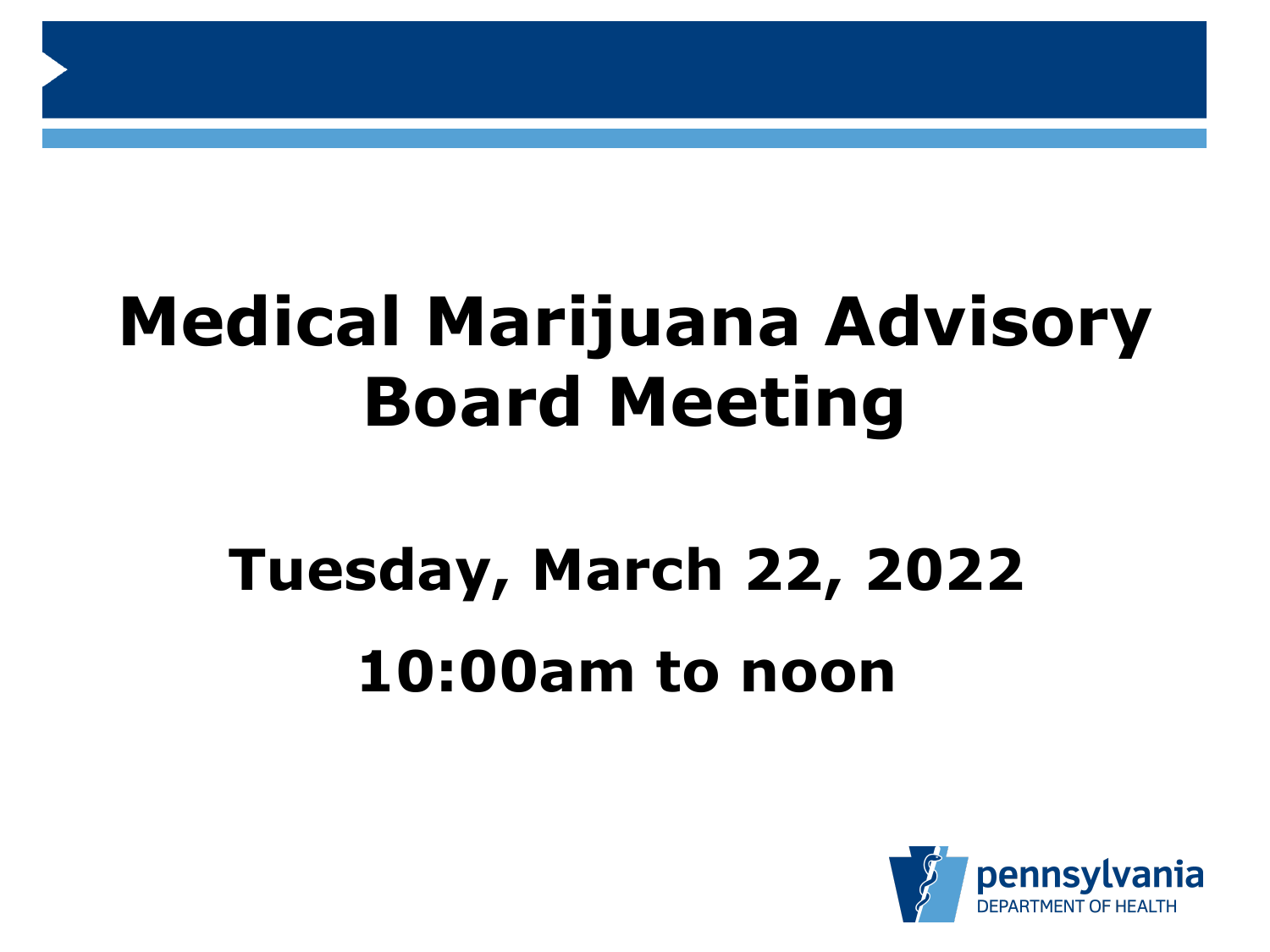# Medical Marijuana Advisory Board Meeting

## Tuesday, March 22, 2022

## 10:00am to noon

pennsylvania
DEPARTMENT OF HEALTH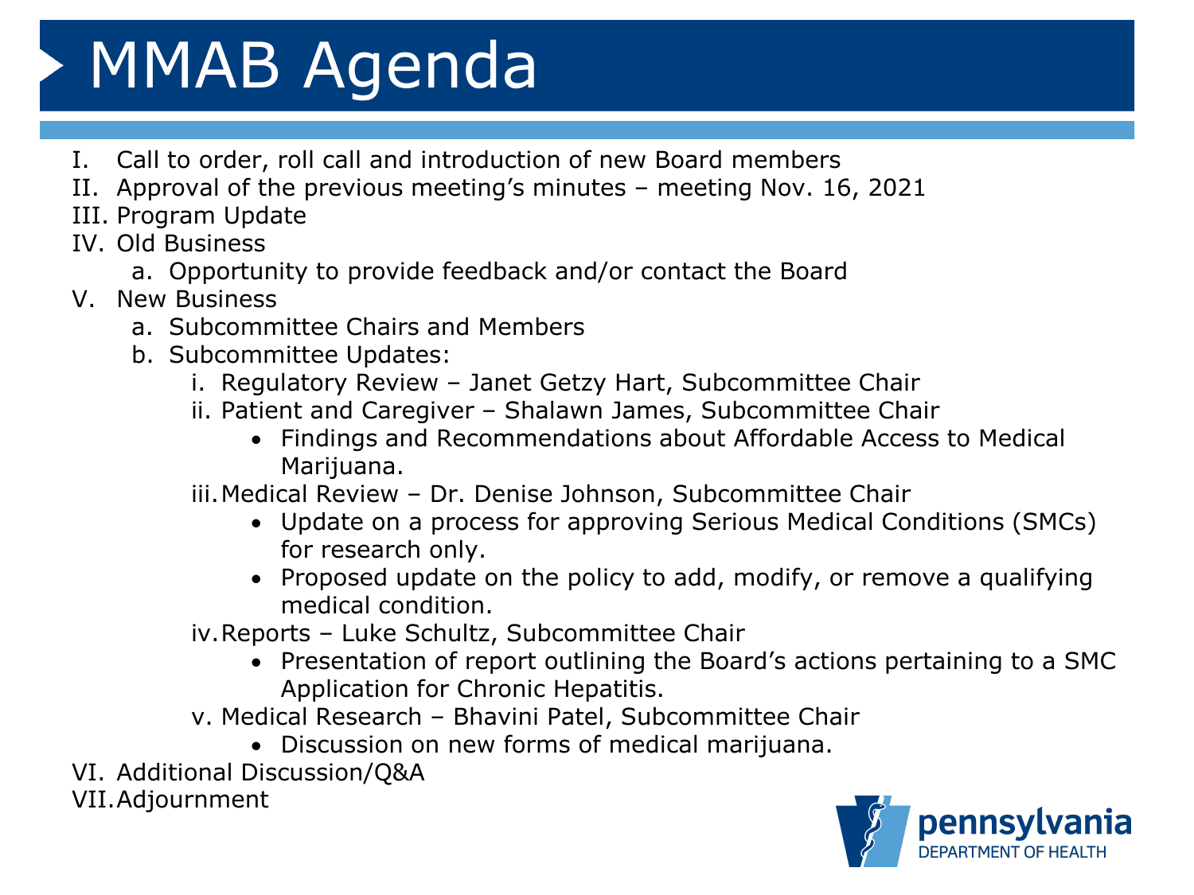# MMAB Agenda

I. Call to order, roll call and introduction of new Board members

II. Approval of the previous meeting's minutes – meeting Nov. 16, 2021

III. Program Update

IV. Old Business
   - a. Opportunity to provide feedback and/or contact the Board

V. New Business
   - a. Subcommittee Chairs and Members
   - b. Subcommittee Updates:
      - i. Regulatory Review – Janet Getzy Hart, Subcommittee Chair
      - ii. Patient and Caregiver – Shalawn James, Subcommittee Chair
         - Findings and Recommendations about Affordable Access to Medical Marijuana.
      - iii. Medical Review – Dr. Denise Johnson, Subcommittee Chair
         - Update on a process for approving Serious Medical Conditions (SMCs) for research only.
         - Proposed update on the policy to add, modify, or remove a qualifying medical condition.
      - iv. Reports – Luke Schultz, Subcommittee Chair
         - Presentation of report outlining the Board's actions pertaining to a SMC Application for Chronic Hepatitis.
      - v. Medical Research – Bhavini Patel, Subcommittee Chair
         - Discussion on new forms of medical marijuana.

VI. Additional Discussion/Q&A

VII. Adjournment

pennsylvania
DEPARTMENT OF HEALTH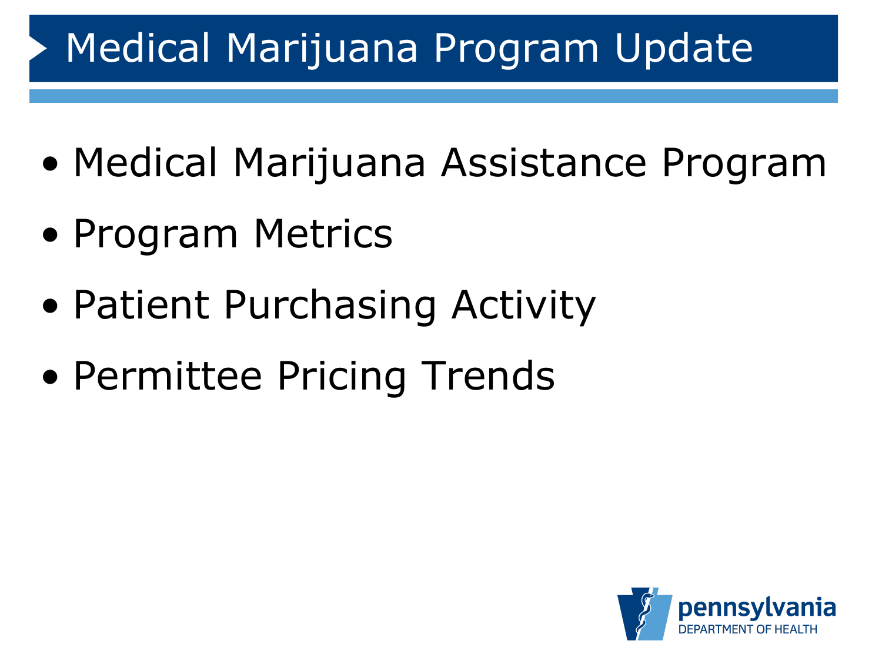# Medical Marijuana Program Update

- Medical Marijuana Assistance Program
- Program Metrics
- Patient Purchasing Activity
- Permittee Pricing Trends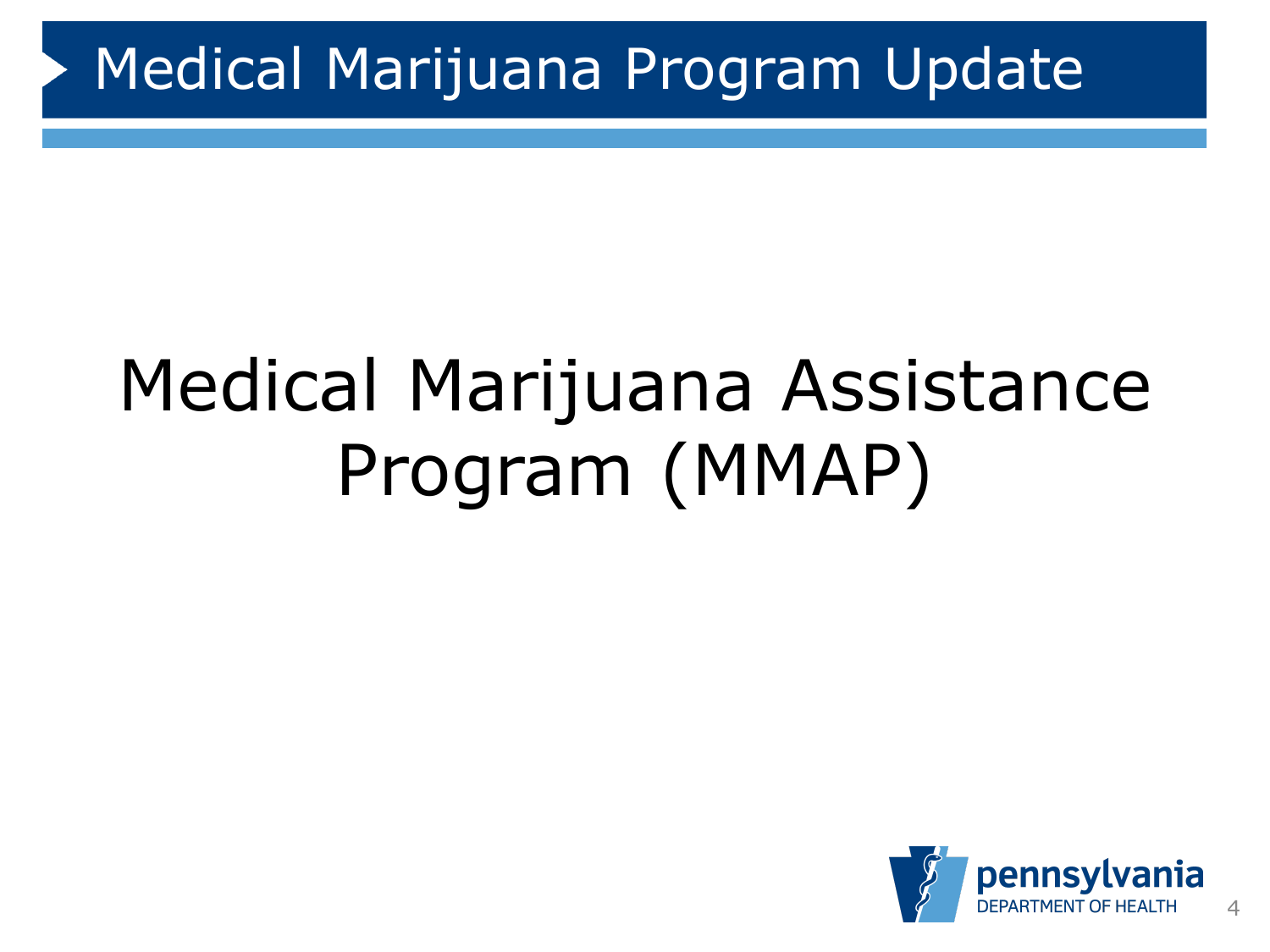# Medical Marijuana Program Update

## Medical Marijuana Assistance Program (MMAP)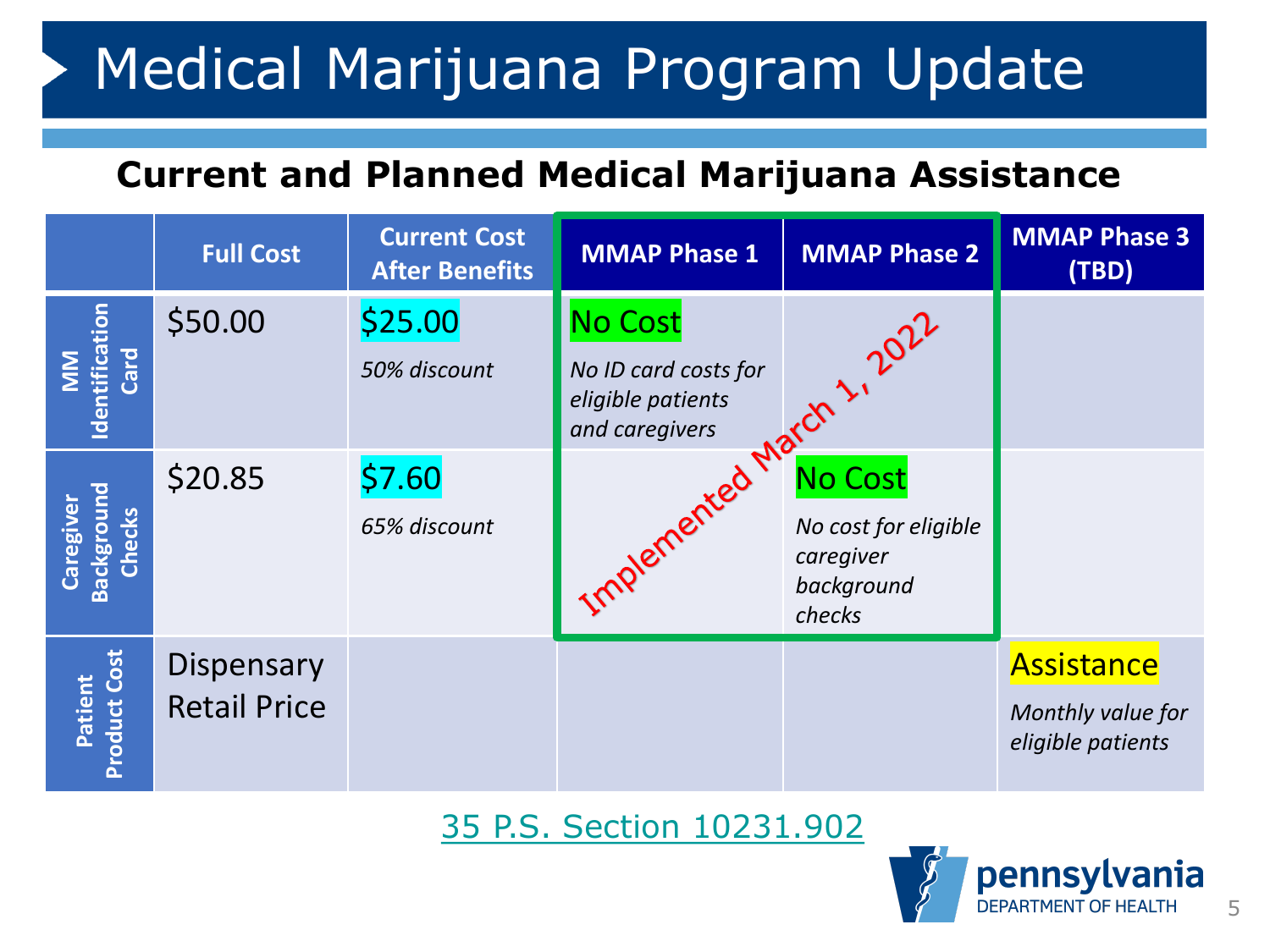# Medical Marijuana Program Update

## Current and Planned Medical Marijuana Assistance

| | Full Cost | Current Cost After Benefits | MMAP Phase 1 | MMAP Phase 2 | MMAP Phase 3 (TBD) |
|---|---|---|---|---|---|
| **MM Identification Card** | $50.00 | $25.00<br>*50% discount* | No Cost<br>*No ID card costs for eligible patients and caregivers* | | |
| **Caregiver Background Checks** | $20.85 | $7.60<br>*65% discount* | | No Cost<br>*No cost for eligible caregiver background checks* | |
| **Patient Product Cost** | Dispensary Retail Price | | | | Assistance<br>*Monthly value for eligible patients* |

MMAP Phase 1 and Phase 2: Implemented March 1, 2022

35 P.S. Section 10231.902

pennsylvania DEPARTMENT OF HEALTH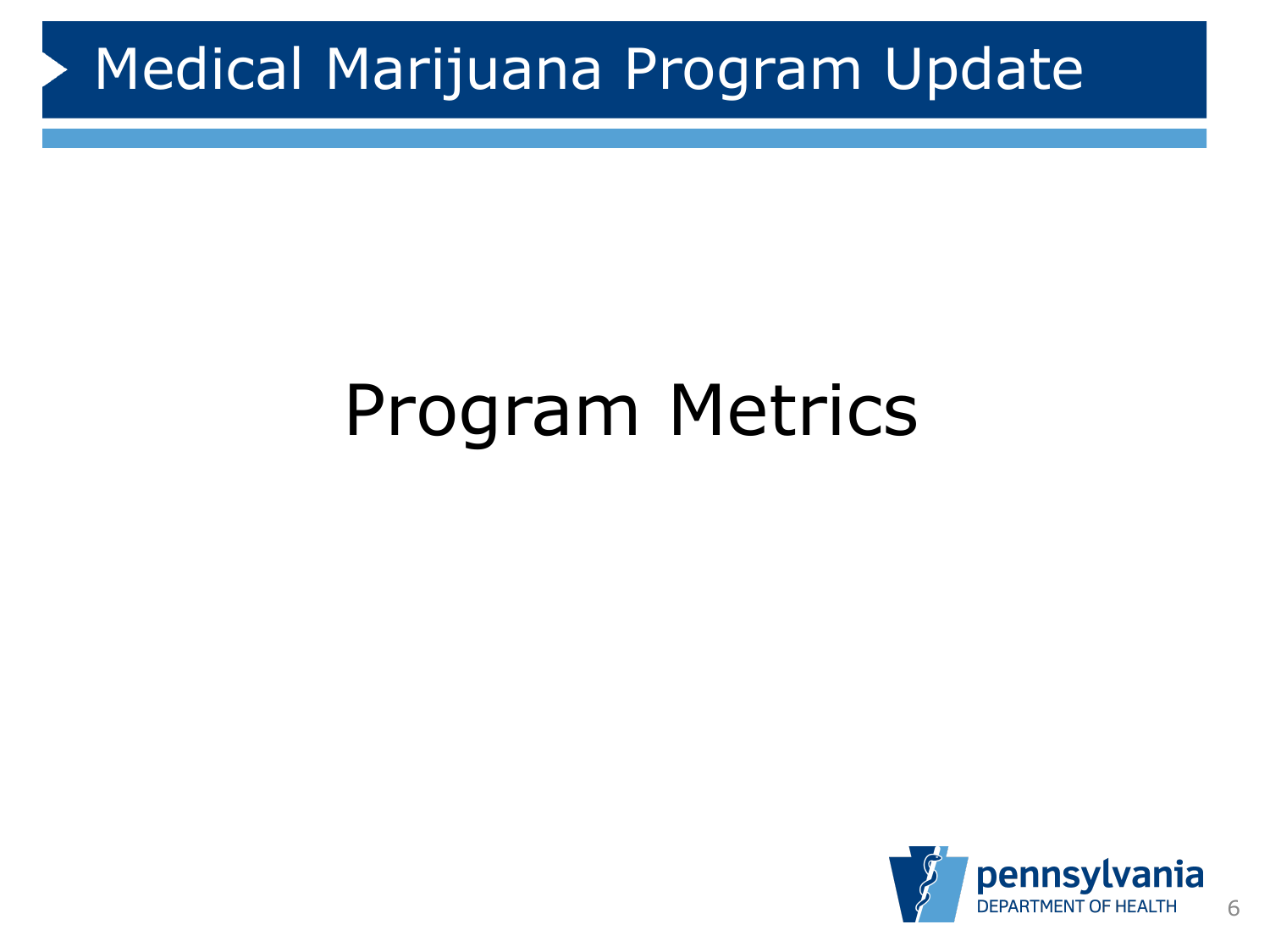# Medical Marijuana Program Update

## Program Metrics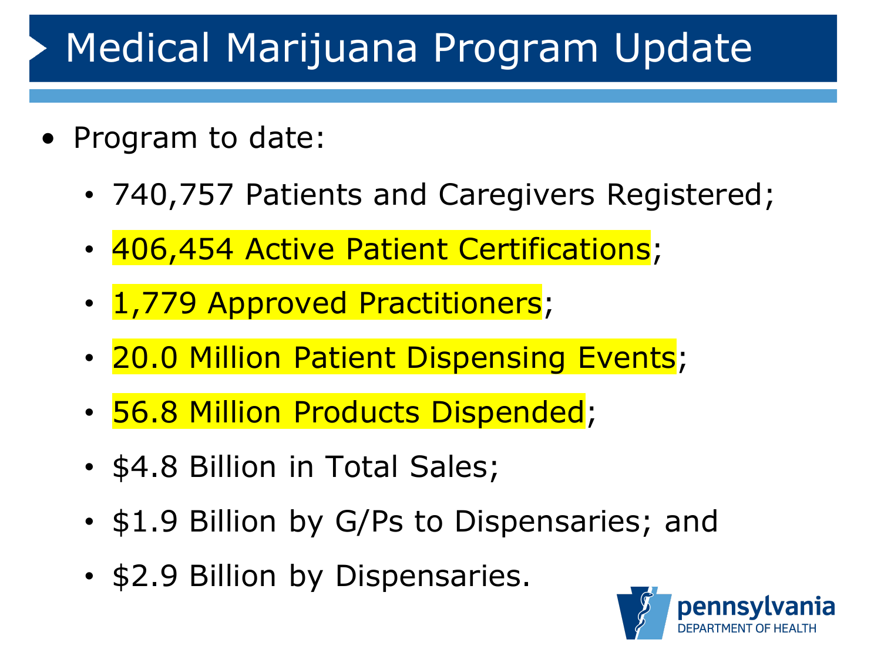# Medical Marijuana Program Update

- Program to date:
  - 740,757 Patients and Caregivers Registered;
  - 406,454 Active Patient Certifications;
  - 1,779 Approved Practitioners;
  - 20.0 Million Patient Dispensing Events;
  - 56.8 Million Products Dispended;
  - $4.8 Billion in Total Sales;
  - $1.9 Billion by G/Ps to Dispensaries; and
  - $2.9 Billion by Dispensaries.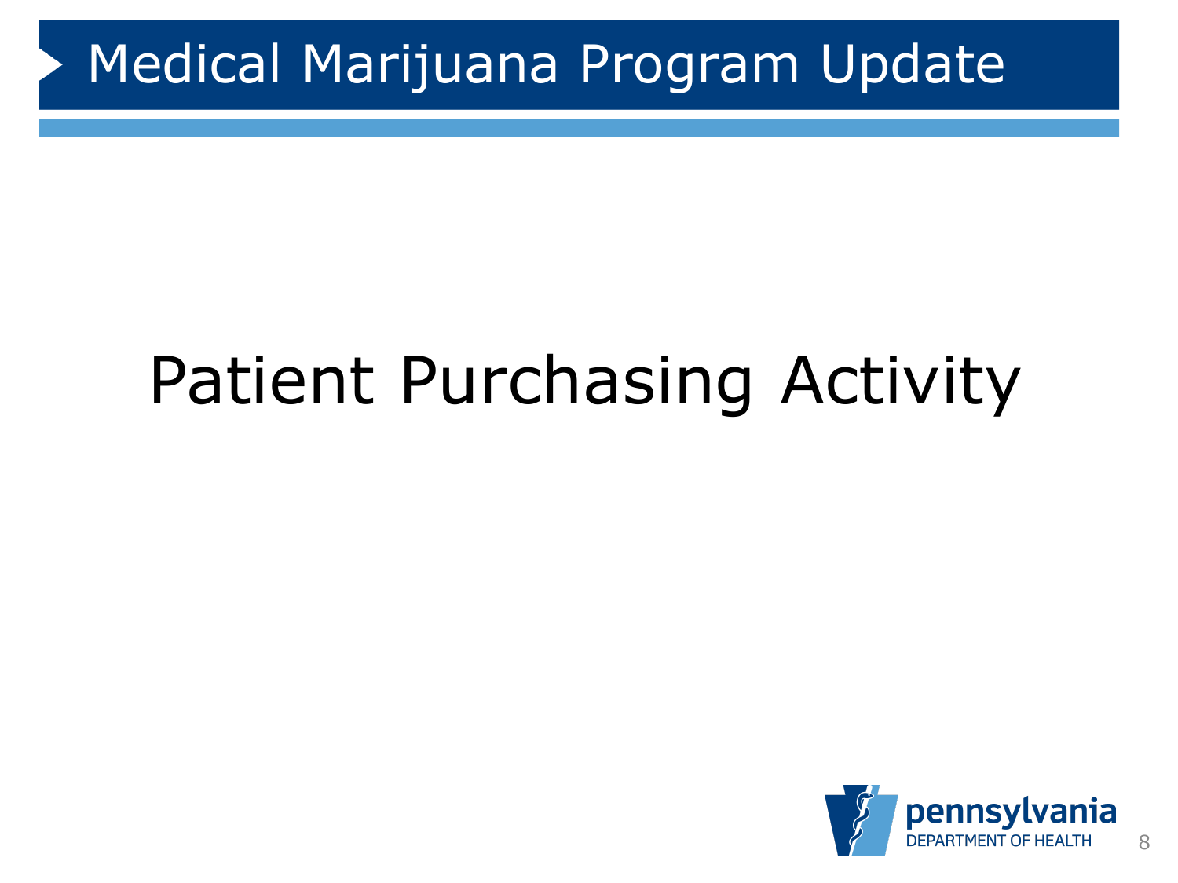# Medical Marijuana Program Update

## Patient Purchasing Activity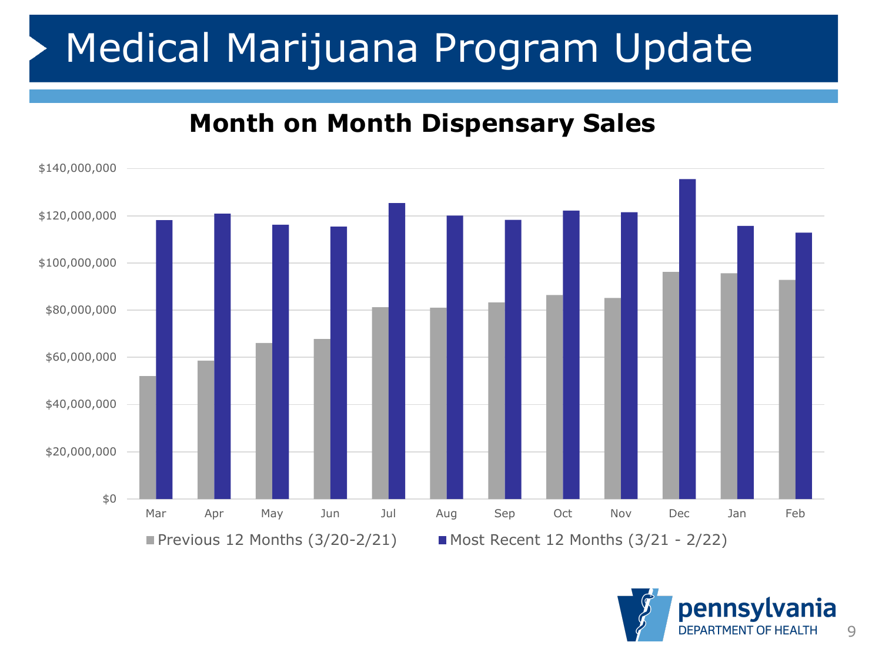# Medical Marijuana Program Update

## Month on Month Dispensary Sales

$140,000,000
$120,000,000
$100,000,000
$80,000,000
$60,000,000
$40,000,000
$20,000,000
$0

Mar Apr May Jun Jul Aug Sep Oct Nov Dec Jan Feb

Previous 12 Months (3/20-2/21) Most Recent 12 Months (3/21 - 2/22)

pennsylvania
DEPARTMENT OF HEALTH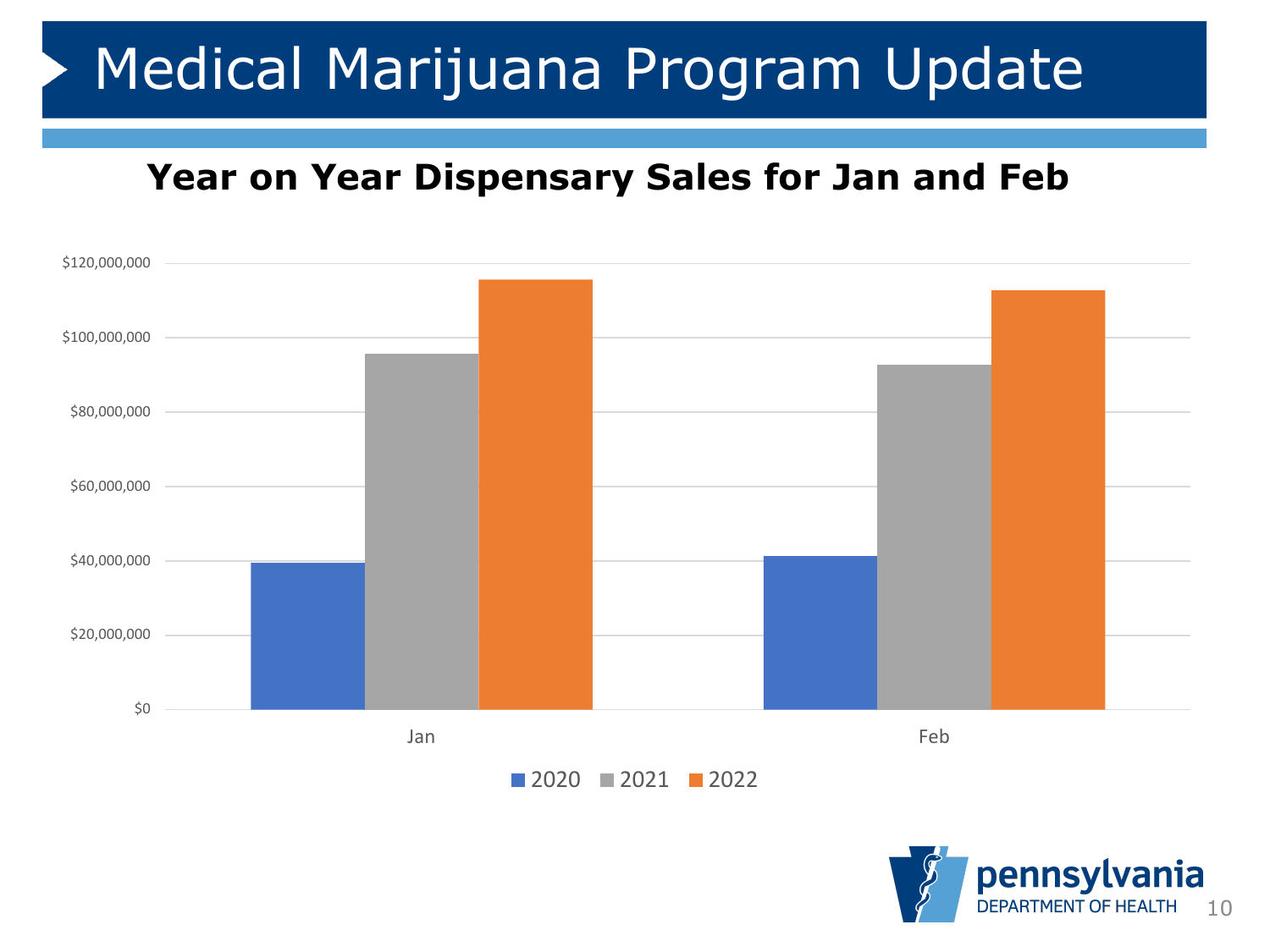# Medical Marijuana Program Update

## Year on Year Dispensary Sales for Jan and Feb

$120,000,000
$100,000,000
$80,000,000
$60,000,000
$40,000,000
$20,000,000
$0

Jan
Feb

2020 2021 2022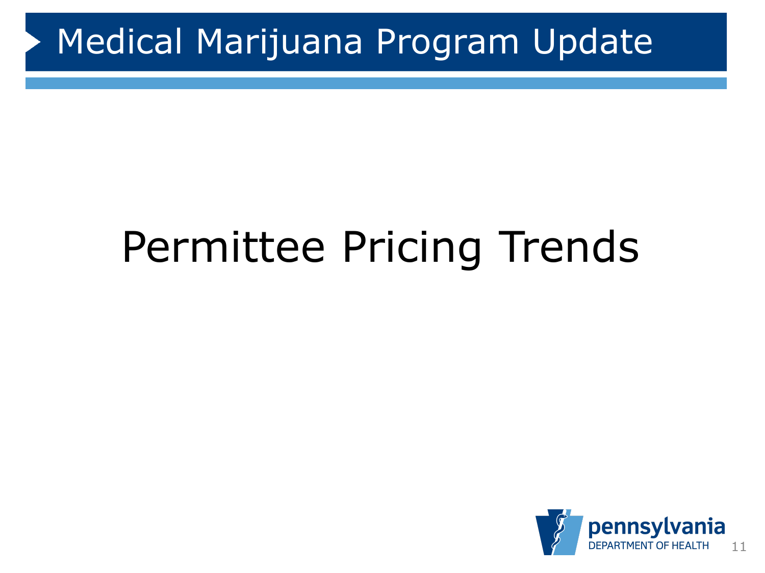# Medical Marijuana Program Update

## Permittee Pricing Trends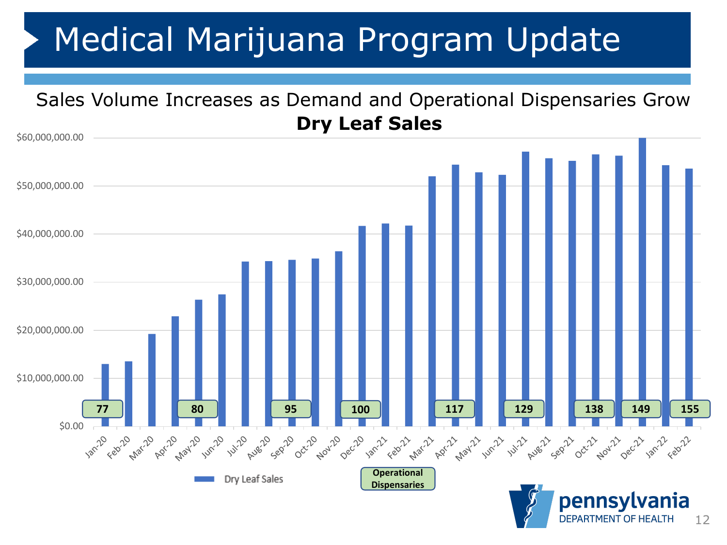# Medical Marijuana Program Update

## Sales Volume Increases as Demand and Operational Dispensaries Grow

**Dry Leaf Sales**

$60,000,000.00
$50,000,000.00
$40,000,000.00
$30,000,000.00
$20,000,000.00
$10,000,000.00
$0.00

Operational Dispensaries: 77 (Jan-20), 80 (May-20), 95 (Sep-20), 100 (Dec-20), 117 (Apr-21), 129 (Jul-21), 138 (Oct-21), 149 (Dec-21), 155 (Feb-22)

Jan-20, Feb-20, Mar-20, Apr-20, May-20, Jun-20, Jul-20, Aug-20, Sep-20, Oct-20, Nov-20, Dec-20, Jan-21, Feb-21, Mar-21, Apr-21, May-21, Jun-21, Jul-21, Aug-21, Sep-21, Oct-21, Nov-21, Dec-21, Jan-22, Feb-22

Dry Leaf Sales

Operational Dispensaries

pennsylvania DEPARTMENT OF HEALTH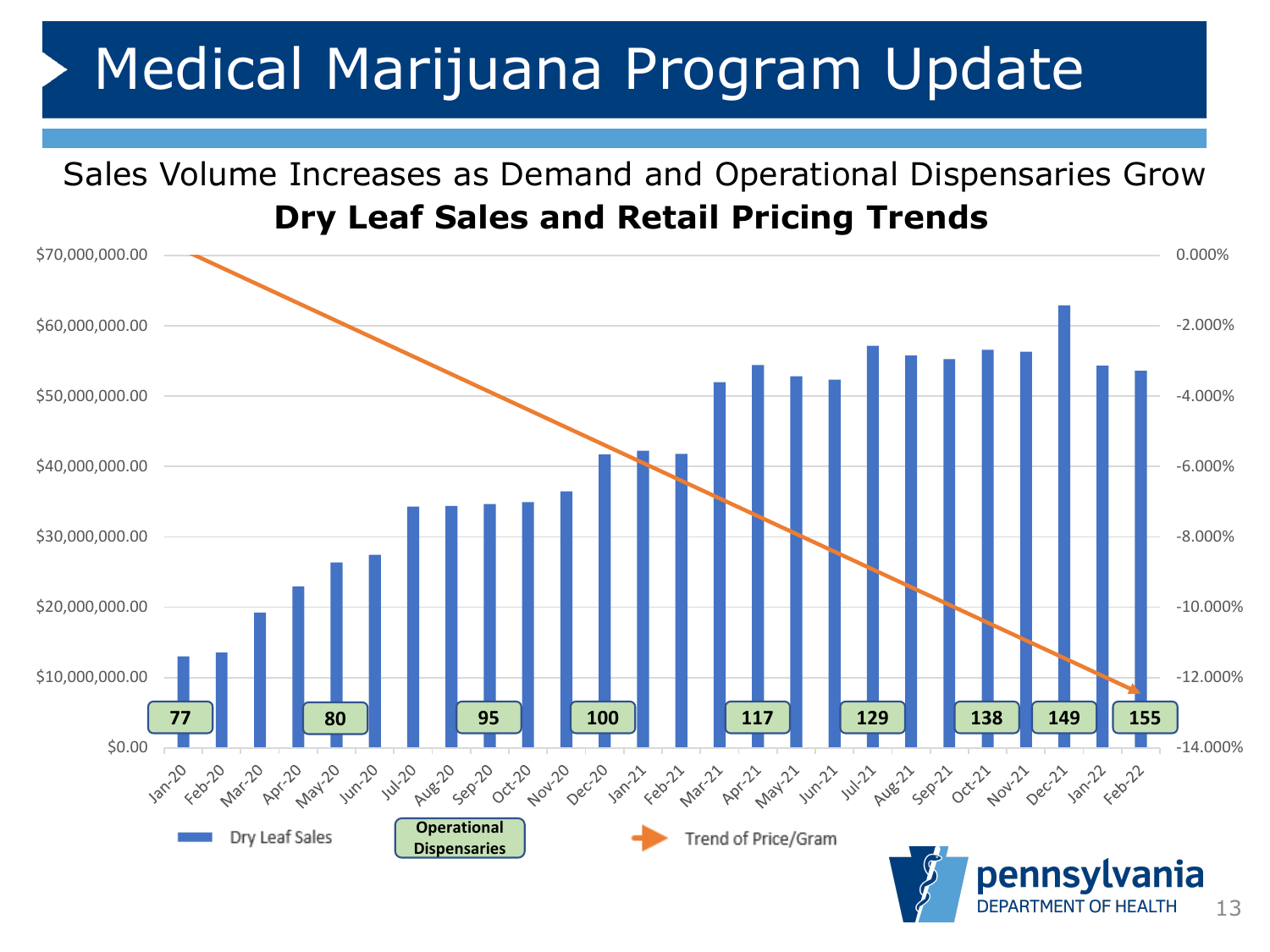# Medical Marijuana Program Update

Sales Volume Increases as Demand and Operational Dispensaries Grow

**Dry Leaf Sales and Retail Pricing Trends**

Left axis: $0.00 – $70,000,000.00 (Dry Leaf Sales). Right axis: 0.000% – -14.000% (Trend of Price/Gram).

| Month | Operational Dispensaries |
|---|---|
| Jan-20 | 77 |
| May-20 | 80 |
| Sep-20 | 95 |
| Dec-20 | 100 |
| Apr-21 | 117 |
| Jul-21 | 129 |
| Oct-21 | 138 |
| Dec-21 | 149 |
| Feb-22 | 155 |

Legend: Dry Leaf Sales; Operational Dispensaries; Trend of Price/Gram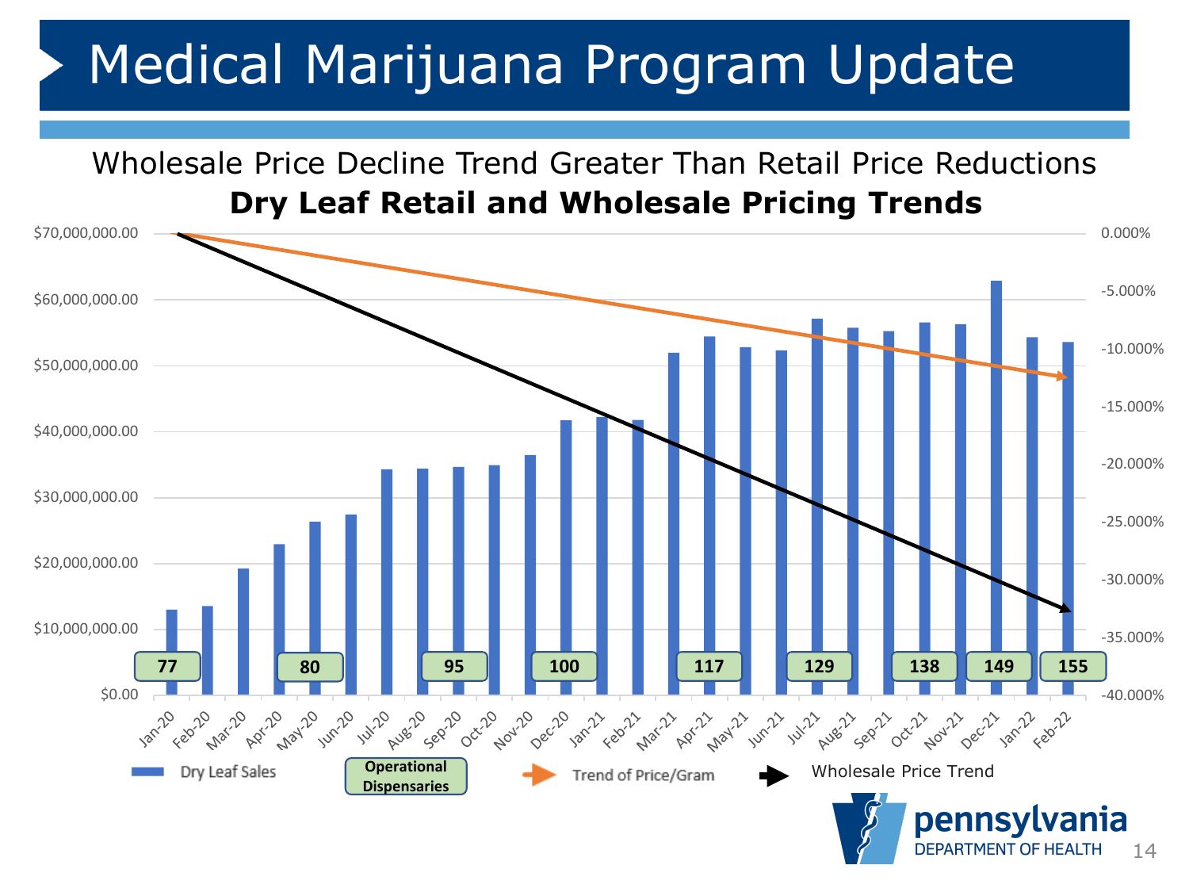# Medical Marijuana Program Update

## Wholesale Price Decline Trend Greater Than Retail Price Reductions

**Dry Leaf Retail and Wholesale Pricing Trends**

| Month | Operational Dispensaries |
|---|---|
| Jan-20 | 77 |
| May-20 | 80 |
| Sep-20 | 95 |
| Dec-20 | 100 |
| Apr-21 | 117 |
| Jul-21 | 129 |
| Oct-21 | 138 |
| Dec-21 | 149 |
| Feb-22 | 155 |

Legend: Dry Leaf Sales; Operational Dispensaries; Trend of Price/Gram; Wholesale Price Trend

Left axis: $0.00 – $70,000,000.00. Right axis: 0.000% – -40.000%.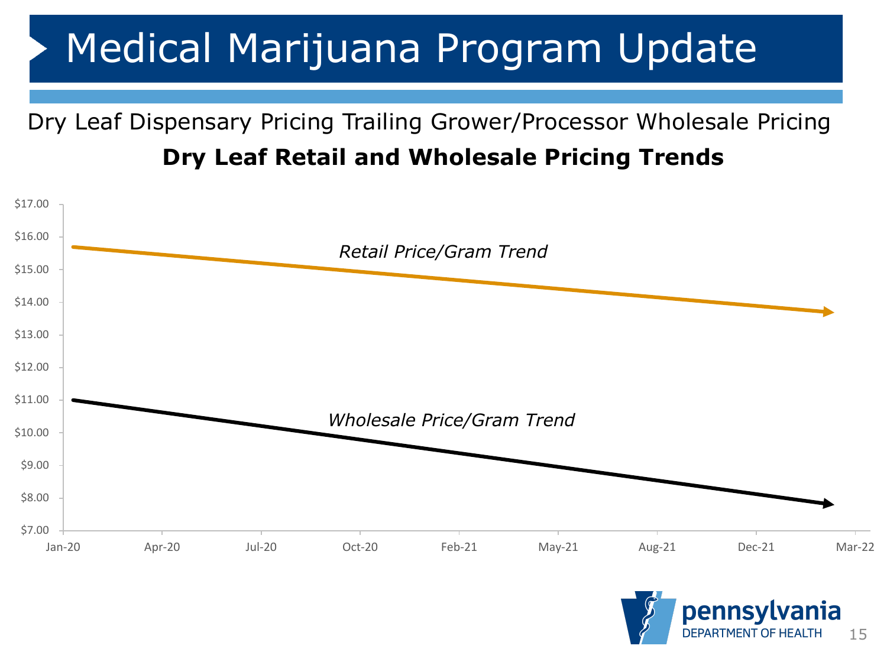# Medical Marijuana Program Update

Dry Leaf Dispensary Pricing Trailing Grower/Processor Wholesale Pricing

**Dry Leaf Retail and Wholesale Pricing Trends**

*Retail Price/Gram Trend*

*Wholesale Price/Gram Trend*

$17.00
$16.00
$15.00
$14.00
$13.00
$12.00
$11.00
$10.00
$9.00
$8.00
$7.00

Jan-20 Apr-20 Jul-20 Oct-20 Feb-21 May-21 Aug-21 Dec-21 Mar-22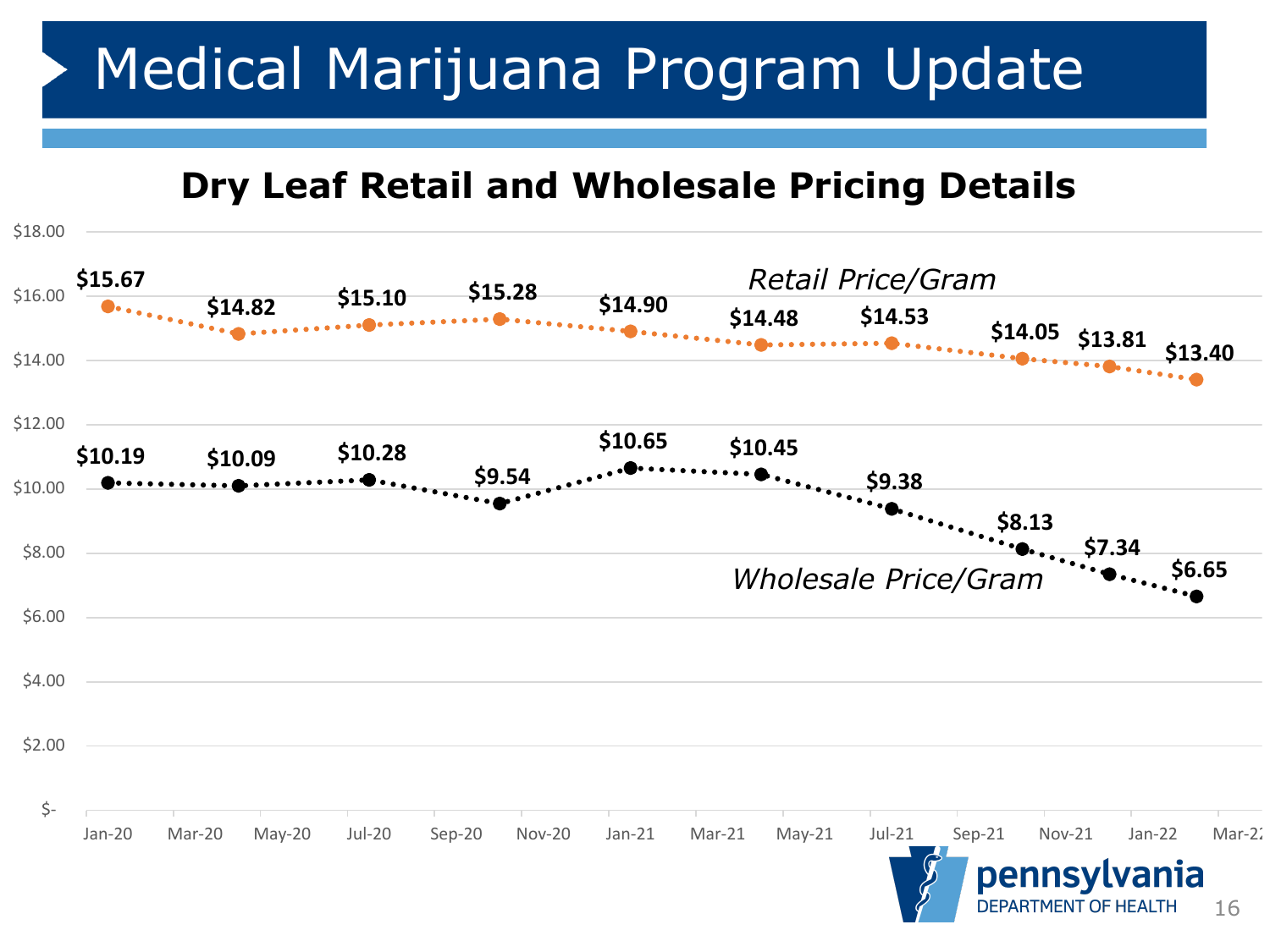# Medical Marijuana Program Update

## Dry Leaf Retail and Wholesale Pricing Details

| Date | Retail Price/Gram | Wholesale Price/Gram |
|---|---|---|
| Jan-20 | $15.67 | $10.19 |
| Apr-20 | $14.82 | $10.09 |
| Jul-20 | $15.10 | $10.28 |
| Oct-20 | $15.28 | $9.54 |
| Jan-21 | $14.90 | $10.65 |
| Apr-21 | $14.48 | $10.45 |
| Jul-21 | $14.53 | $9.38 |
| Oct-21 | $14.05 | $8.13 |
| Dec-21 | $13.81 | $7.34 |
| Feb-22 | $13.40 | $6.65 |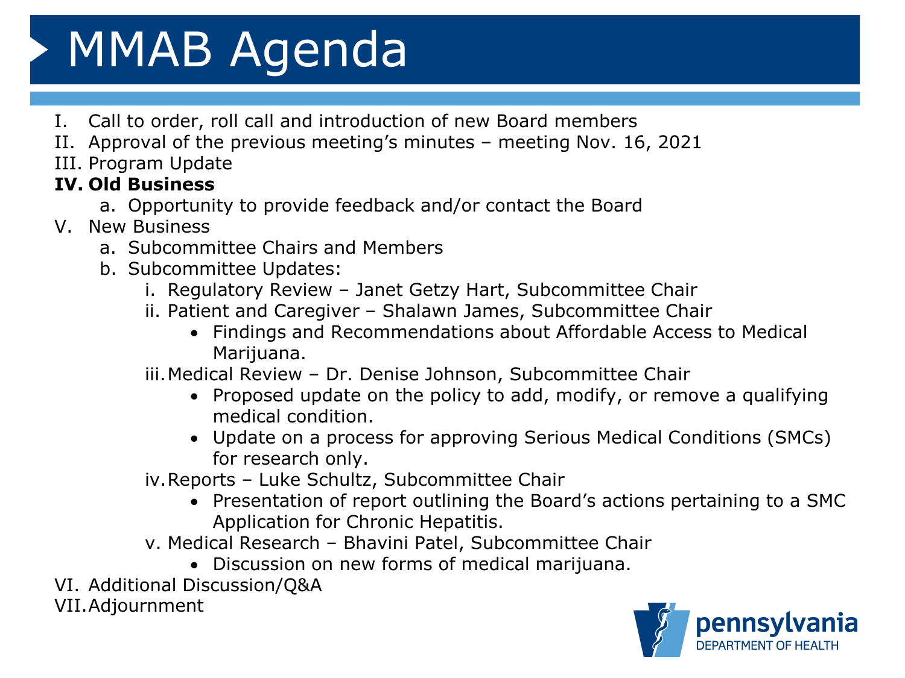# MMAB Agenda

I. Call to order, roll call and introduction of new Board members

II. Approval of the previous meeting's minutes – meeting Nov. 16, 2021

III. Program Update

**IV. Old Business**

- a. Opportunity to provide feedback and/or contact the Board

V. New Business

- a. Subcommittee Chairs and Members
- b. Subcommittee Updates:
  - i. Regulatory Review – Janet Getzy Hart, Subcommittee Chair
  - ii. Patient and Caregiver – Shalawn James, Subcommittee Chair
    - Findings and Recommendations about Affordable Access to Medical Marijuana.
  - iii. Medical Review – Dr. Denise Johnson, Subcommittee Chair
    - Proposed update on the policy to add, modify, or remove a qualifying medical condition.
    - Update on a process for approving Serious Medical Conditions (SMCs) for research only.
  - iv. Reports – Luke Schultz, Subcommittee Chair
    - Presentation of report outlining the Board's actions pertaining to a SMC Application for Chronic Hepatitis.
  - v. Medical Research – Bhavini Patel, Subcommittee Chair
    - Discussion on new forms of medical marijuana.

VI. Additional Discussion/Q&A

VII. Adjournment

pennsylvania DEPARTMENT OF HEALTH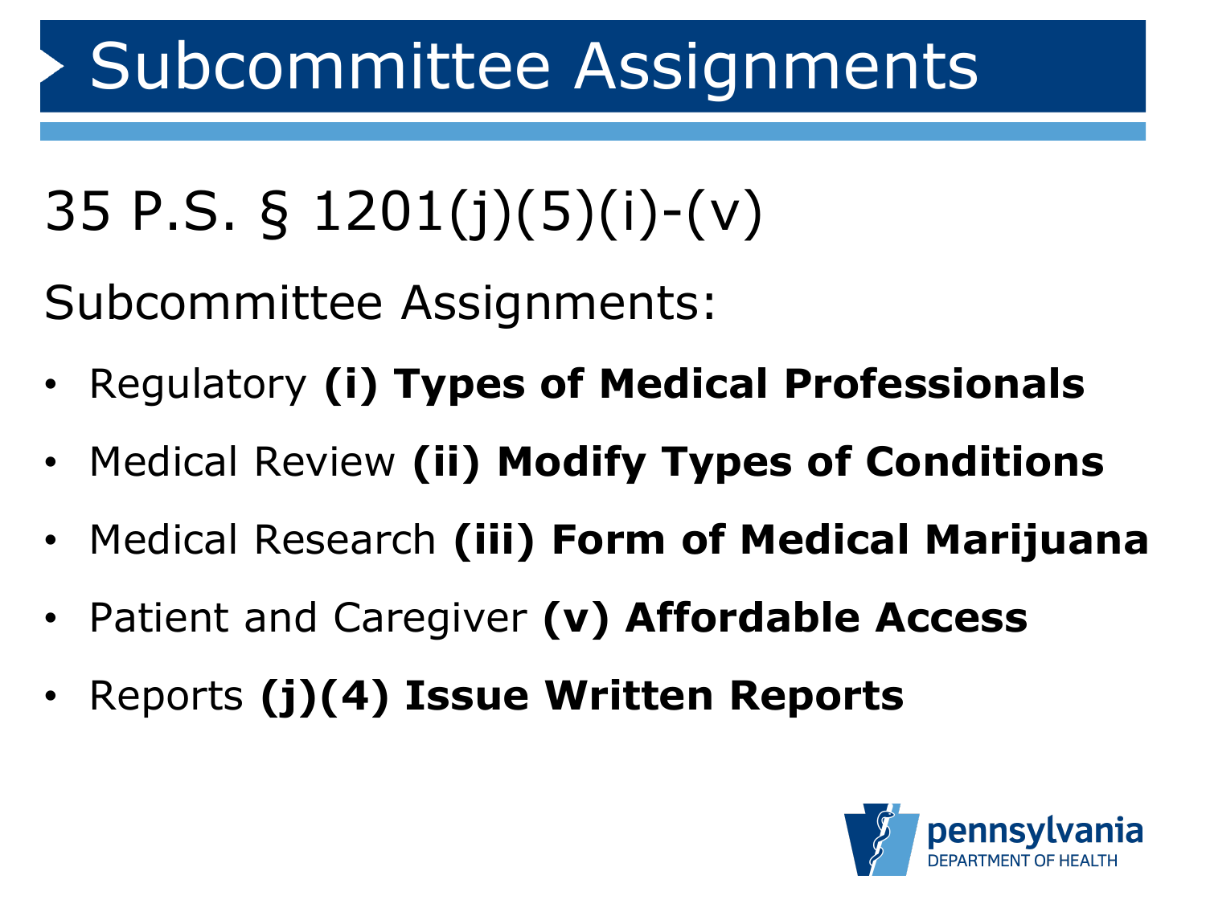# Subcommittee Assignments

35 P.S. § 1201(j)(5)(i)-(v)

Subcommittee Assignments:

- Regulatory **(i) Types of Medical Professionals**
- Medical Review **(ii) Modify Types of Conditions**
- Medical Research **(iii) Form of Medical Marijuana**
- Patient and Caregiver **(v) Affordable Access**
- Reports **(j)(4) Issue Written Reports**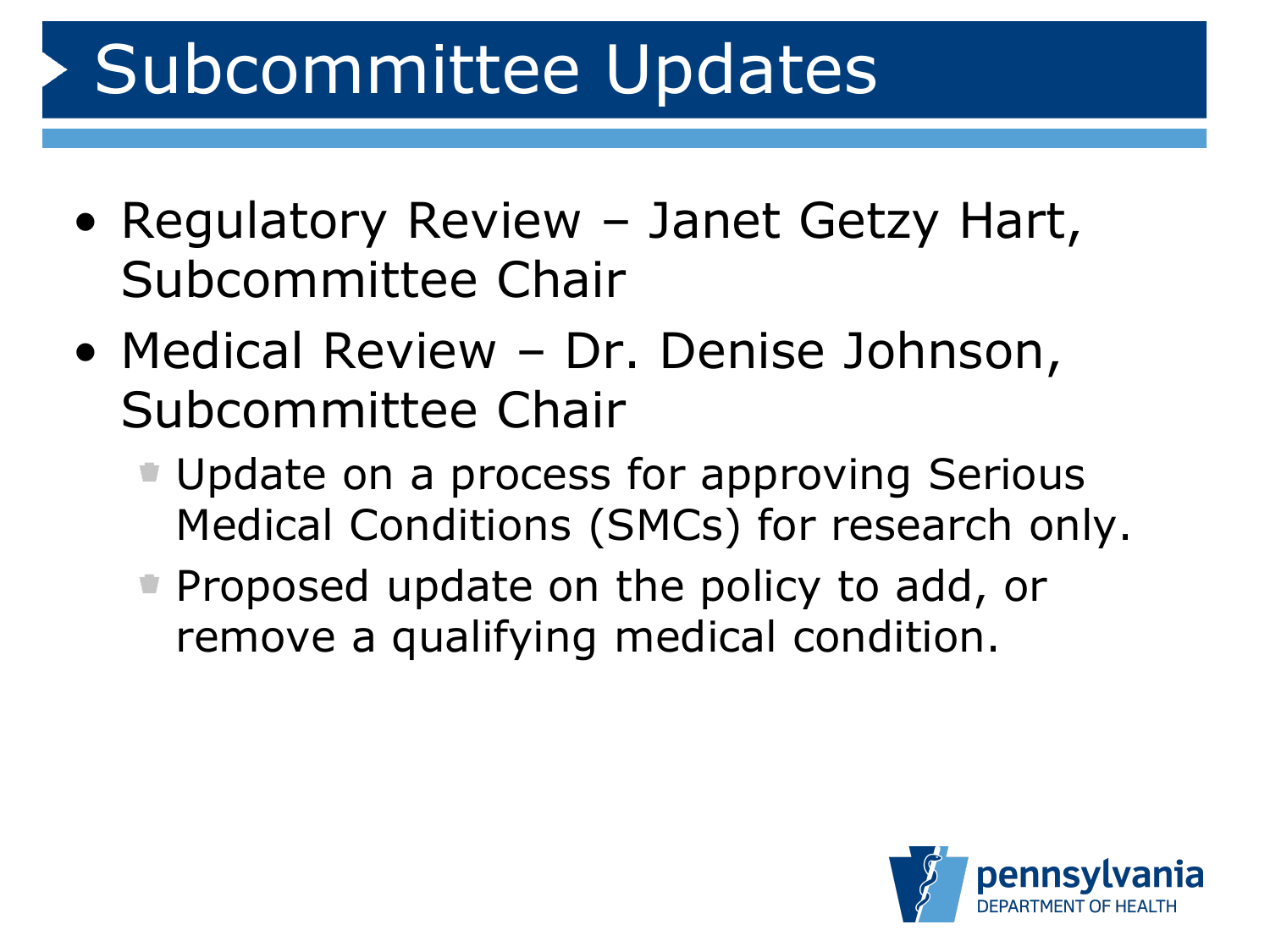# Subcommittee Updates

- Regulatory Review – Janet Getzy Hart, Subcommittee Chair
- Medical Review – Dr. Denise Johnson, Subcommittee Chair
  - Update on a process for approving Serious Medical Conditions (SMCs) for research only.
  - Proposed update on the policy to add, or remove a qualifying medical condition.

pennsylvania DEPARTMENT OF HEALTH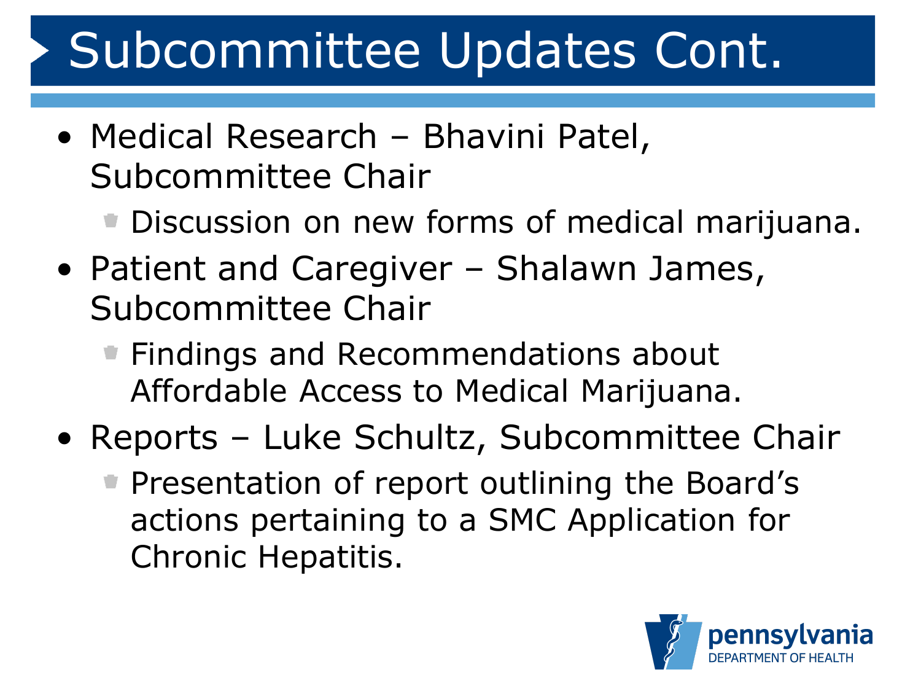# Subcommittee Updates Cont.

- Medical Research – Bhavini Patel, Subcommittee Chair
  - Discussion on new forms of medical marijuana.
- Patient and Caregiver – Shalawn James, Subcommittee Chair
  - Findings and Recommendations about Affordable Access to Medical Marijuana.
- Reports – Luke Schultz, Subcommittee Chair
  - Presentation of report outlining the Board's actions pertaining to a SMC Application for Chronic Hepatitis.

pennsylvania DEPARTMENT OF HEALTH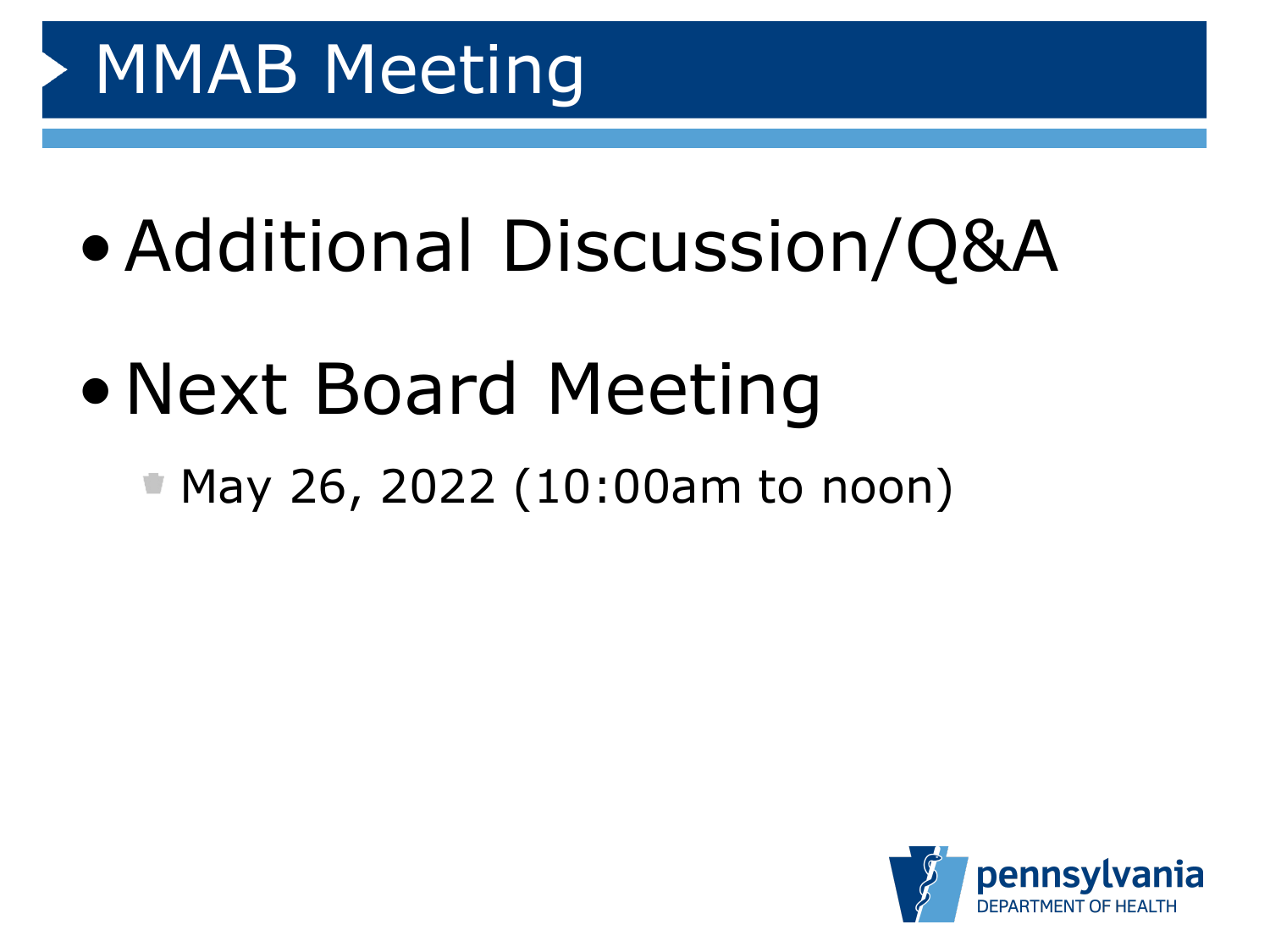# MMAB Meeting

- Additional Discussion/Q&A
- Next Board Meeting
  - May 26, 2022 (10:00am to noon)